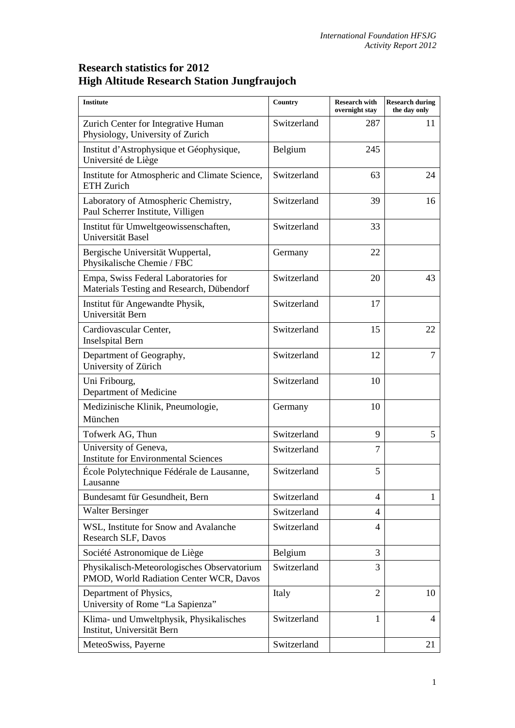# Research statistics for 2012
# High Altitude Research Station Jungfraujoch

| Institute | Country | Research with overnight stay | Research during the day only |
|---|---|---|---|
| Zurich Center for Integrative Human Physiology, University of Zurich | Switzerland | 287 | 11 |
| Institut d'Astrophysique et Géophysique, Université de Liège | Belgium | 245 | |
| Institute for Atmospheric and Climate Science, ETH Zurich | Switzerland | 63 | 24 |
| Laboratory of Atmospheric Chemistry, Paul Scherrer Institute, Villigen | Switzerland | 39 | 16 |
| Institut für Umweltgeowissenschaften, Universität Basel | Switzerland | 33 | |
| Bergische Universität Wuppertal, Physikalische Chemie / FBC | Germany | 22 | |
| Empa, Swiss Federal Laboratories for Materials Testing and Research, Dübendorf | Switzerland | 20 | 43 |
| Institut für Angewandte Physik, Universität Bern | Switzerland | 17 | |
| Cardiovascular Center, Inselspital Bern | Switzerland | 15 | 22 |
| Department of Geography, University of Zürich | Switzerland | 12 | 7 |
| Uni Fribourg, Department of Medicine | Switzerland | 10 | |
| Medizinische Klinik, Pneumologie, München | Germany | 10 | |
| Tofwerk AG, Thun | Switzerland | 9 | 5 |
| University of Geneva, Institute for Environmental Sciences | Switzerland | 7 | |
| École Polytechnique Fédérale de Lausanne, Lausanne | Switzerland | 5 | |
| Bundesamt für Gesundheit, Bern | Switzerland | 4 | 1 |
| Walter Bersinger | Switzerland | 4 | |
| WSL, Institute for Snow and Avalanche Research SLF, Davos | Switzerland | 4 | |
| Société Astronomique de Liège | Belgium | 3 | |
| Physikalisch-Meteorologisches Observatorium PMOD, World Radiation Center WCR, Davos | Switzerland | 3 | |
| Department of Physics, University of Rome "La Sapienza" | Italy | 2 | 10 |
| Klima- und Umweltphysik, Physikalisches Institut, Universität Bern | Switzerland | 1 | 4 |
| MeteoSwiss, Payerne | Switzerland | | 21 |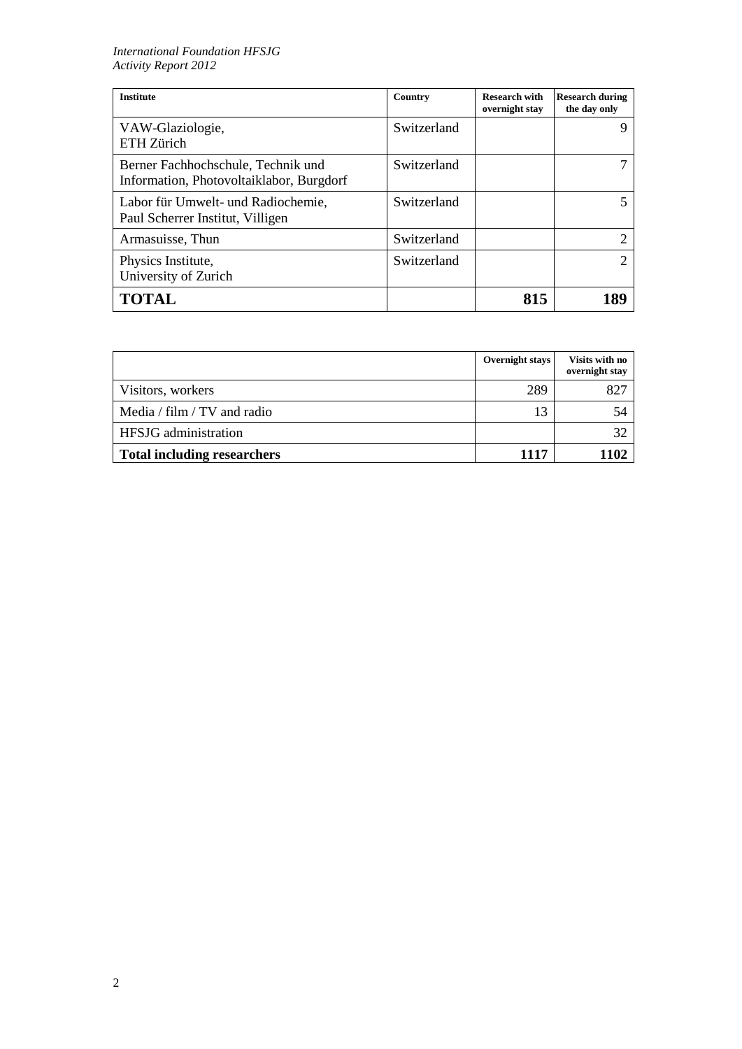| Institute | Country | Research with overnight stay | Research during the day only |
|---|---|---|---|
| VAW-Glaziologie, ETH Zürich | Switzerland | | 9 |
| Berner Fachhochschule, Technik und Information, Photovoltaiklabor, Burgdorf | Switzerland | | 7 |
| Labor für Umwelt- und Radiochemie, Paul Scherrer Institut, Villigen | Switzerland | | 5 |
| Armasuisse, Thun | Switzerland | | 2 |
| Physics Institute, University of Zurich | Switzerland | | 2 |
| **TOTAL** | | **815** | **189** |

| | Overnight stays | Visits with no overnight stay |
|---|---|---|
| Visitors, workers | 289 | 827 |
| Media / film / TV and radio | 13 | 54 |
| HFSJG administration | | 32 |
| **Total including researchers** | **1117** | **1102** |